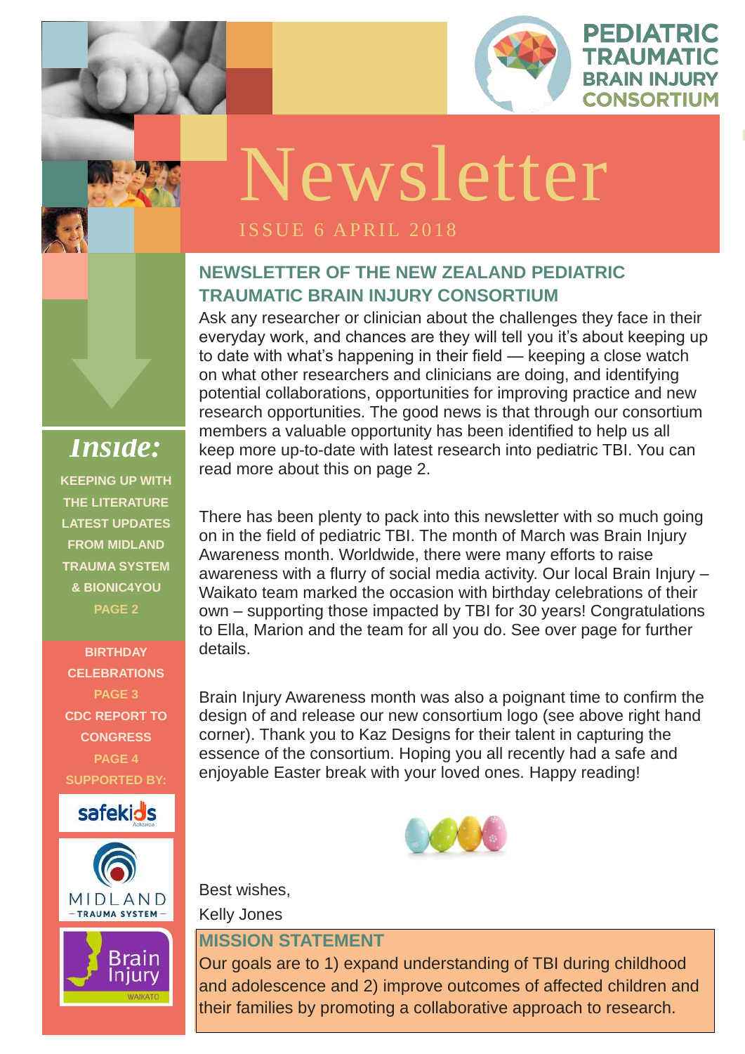PEDIATRIC TRAUMATIC BRAIN INJURY CONSORTIUM

# Newsletter

ISSUE 6 APRIL 2018

## NEWSLETTER OF THE NEW ZEALAND PEDIATRIC TRAUMATIC BRAIN INJURY CONSORTIUM

Ask any researcher or clinician about the challenges they face in their everyday work, and chances are they will tell you it's about keeping up to date with what's happening in their field — keeping a close watch on what other researchers and clinicians are doing, and identifying potential collaborations, opportunities for improving practice and new research opportunities. The good news is that through our consortium members a valuable opportunity has been identified to help us all keep more up-to-date with latest research into pediatric TBI. You can read more about this on page 2.

There has been plenty to pack into this newsletter with so much going on in the field of pediatric TBI. The month of March was Brain Injury Awareness month. Worldwide, there were many efforts to raise awareness with a flurry of social media activity. Our local Brain Injury – Waikato team marked the occasion with birthday celebrations of their own – supporting those impacted by TBI for 30 years! Congratulations to Ella, Marion and the team for all you do. See over page for further details.

Brain Injury Awareness month was also a poignant time to confirm the design of and release our new consortium logo (see above right hand corner). Thank you to Kaz Designs for their talent in capturing the essence of the consortium. Hoping you all recently had a safe and enjoyable Easter break with your loved ones. Happy reading!

Best wishes,

Kelly Jones

### MISSION STATEMENT

Our goals are to 1) expand understanding of TBI during childhood and adolescence and 2) improve outcomes of affected children and their families by promoting a collaborative approach to research.

### *Inside:*

KEEPING UP WITH THE LITERATURE
LATEST UPDATES FROM MIDLAND TRAUMA SYSTEM & BIONIC4YOU
PAGE 2

BIRTHDAY CELEBRATIONS
PAGE 3

CDC REPORT TO CONGRESS
PAGE 4

SUPPORTED BY:

safekids Aotearoa

MIDLAND TRAUMA SYSTEM

Brain Injury WAIKATO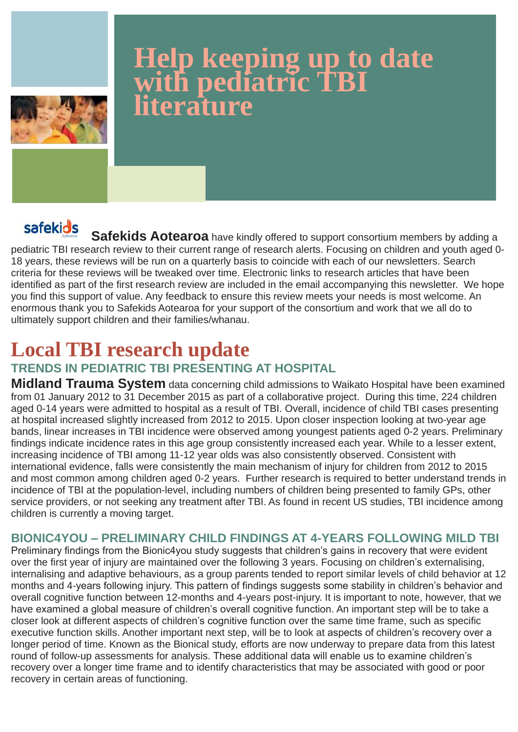# Help keeping up to date with pediatric TBI literature

**Safekids Aotearoa** have kindly offered to support consortium members by adding a pediatric TBI research review to their current range of research alerts. Focusing on children and youth aged 0-18 years, these reviews will be run on a quarterly basis to coincide with each of our newsletters. Search criteria for these reviews will be tweaked over time. Electronic links to research articles that have been identified as part of the first research review are included in the email accompanying this newsletter. We hope you find this support of value. Any feedback to ensure this review meets your needs is most welcome. An enormous thank you to Safekids Aotearoa for your support of the consortium and work that we all do to ultimately support children and their families/whanau.

# Local TBI research update

## TRENDS IN PEDIATRIC TBI PRESENTING AT HOSPITAL

**Midland Trauma System** data concerning child admissions to Waikato Hospital have been examined from 01 January 2012 to 31 December 2015 as part of a collaborative project. During this time, 224 children aged 0-14 years were admitted to hospital as a result of TBI. Overall, incidence of child TBI cases presenting at hospital increased slightly increased from 2012 to 2015. Upon closer inspection looking at two-year age bands, linear increases in TBI incidence were observed among youngest patients aged 0-2 years. Preliminary findings indicate incidence rates in this age group consistently increased each year. While to a lesser extent, increasing incidence of TBI among 11-12 year olds was also consistently observed. Consistent with international evidence, falls were consistently the main mechanism of injury for children from 2012 to 2015 and most common among children aged 0-2 years. Further research is required to better understand trends in incidence of TBI at the population-level, including numbers of children being presented to family GPs, other service providers, or not seeking any treatment after TBI. As found in recent US studies, TBI incidence among children is currently a moving target.

## BIONIC4YOU – PRELIMINARY CHILD FINDINGS AT 4-YEARS FOLLOWING MILD TBI

Preliminary findings from the Bionic4you study suggests that children's gains in recovery that were evident over the first year of injury are maintained over the following 3 years. Focusing on children's externalising, internalising and adaptive behaviours, as a group parents tended to report similar levels of child behavior at 12 months and 4-years following injury. This pattern of findings suggests some stability in children's behavior and overall cognitive function between 12-months and 4-years post-injury. It is important to note, however, that we have examined a global measure of children's overall cognitive function. An important step will be to take a closer look at different aspects of children's cognitive function over the same time frame, such as specific executive function skills. Another important next step, will be to look at aspects of children's recovery over a longer period of time. Known as the Bionical study, efforts are now underway to prepare data from this latest round of follow-up assessments for analysis. These additional data will enable us to examine children's recovery over a longer time frame and to identify characteristics that may be associated with good or poor recovery in certain areas of functioning.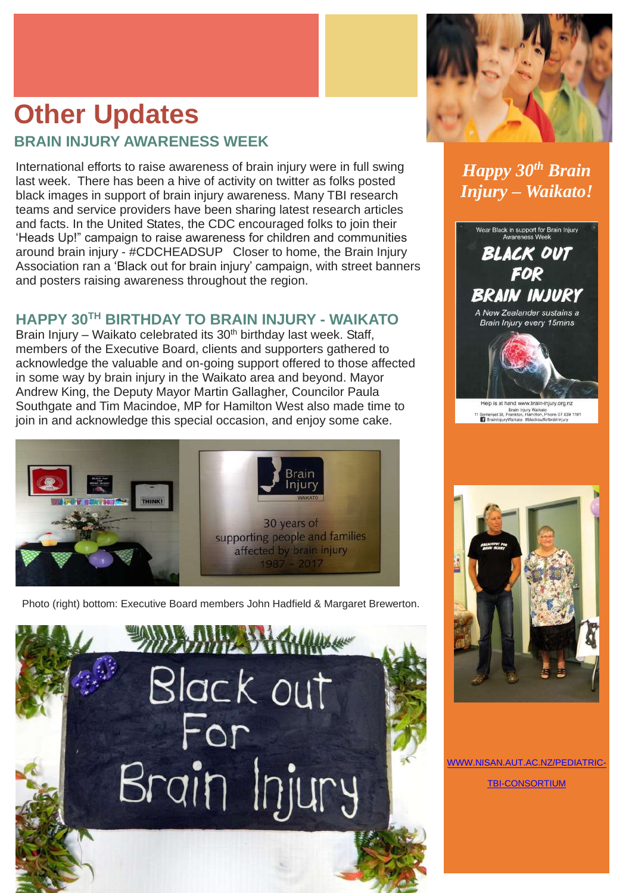# Other Updates

## BRAIN INJURY AWARENESS WEEK

International efforts to raise awareness of brain injury were in full swing last week. There has been a hive of activity on twitter as folks posted black images in support of brain injury awareness. Many TBI research teams and service providers have been sharing latest research articles and facts. In the United States, the CDC encouraged folks to join their 'Heads Up!" campaign to raise awareness for children and communities around brain injury - #CDCHEADSUP Closer to home, the Brain Injury Association ran a 'Black out for brain injury' campaign, with street banners and posters raising awareness throughout the region.

## HAPPY 30TH BIRTHDAY TO BRAIN INJURY - WAIKATO

Brain Injury – Waikato celebrated its 30th birthday last week. Staff, members of the Executive Board, clients and supporters gathered to acknowledge the valuable and on-going support offered to those affected in some way by brain injury in the Waikato area and beyond. Mayor Andrew King, the Deputy Mayor Martin Gallagher, Councilor Paula Southgate and Tim Macindoe, MP for Hamilton West also made time to join in and acknowledge this special occasion, and enjoy some cake.

Photo (right) bottom: Executive Board members John Hadfield & Margaret Brewerton.

*Happy 30th Brain Injury – Waikato!*

[WWW.NISAN.AUT.AC.NZ/PEDIATRIC-TBI-CONSORTIUM](http://WWW.NISAN.AUT.AC.NZ/PEDIATRIC-TBI-CONSORTIUM)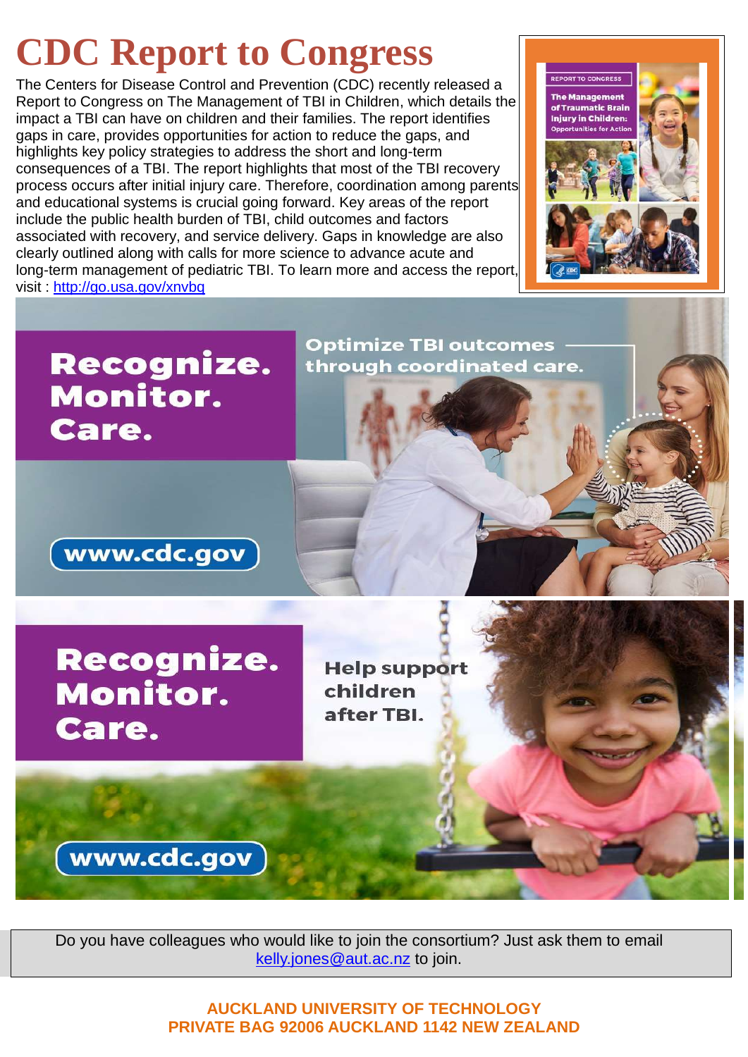# CDC Report to Congress

The Centers for Disease Control and Prevention (CDC) recently released a Report to Congress on The Management of TBI in Children, which details the impact a TBI can have on children and their families. The report identifies gaps in care, provides opportunities for action to reduce the gaps, and highlights key policy strategies to address the short and long-term consequences of a TBI. The report highlights that most of the TBI recovery process occurs after initial injury care. Therefore, coordination among parents and educational systems is crucial going forward. Key areas of the report include the public health burden of TBI, child outcomes and factors associated with recovery, and service delivery. Gaps in knowledge are also clearly outlined along with calls for more science to advance acute and long-term management of pediatric TBI. To learn more and access the report, visit : http://go.usa.gov/xnvbq

Recognize. Monitor. Care.

Optimize TBI outcomes through coordinated care.

www.cdc.gov

Recognize. Monitor. Care.

Help support children after TBI.

www.cdc.gov

Do you have colleagues who would like to join the consortium? Just ask them to email kelly.jones@aut.ac.nz to join.

**AUCKLAND UNIVERSITY OF TECHNOLOGY**
**PRIVATE BAG 92006 AUCKLAND 1142 NEW ZEALAND**